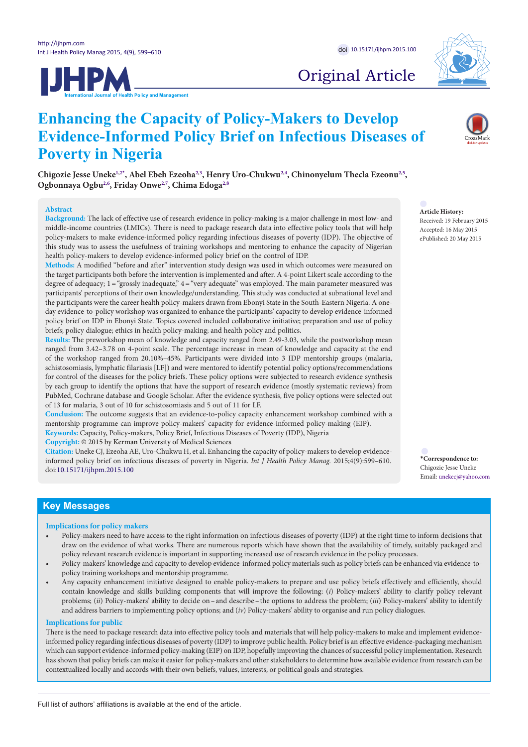Original Article

# Enhancing the Capacity of Policy-Makers to Develop Evidence-Informed Policy Brief on Infectious Diseases of Poverty in Nigeria

**Chigozie Jesse Uneke[1,2*], Abel Ebeh Ezeoha[2,3], Henry Uro-Chukwu[2,4], Chinonyelum Thecla Ezeonu[2,5], Ogbonnaya Ogbu[2,6], Friday Onwe[2,7], Chima Edoga[2,8]**

## Abstract

**Background:** The lack of effective use of research evidence in policy-making is a major challenge in most low- and middle-income countries (LMICs). There is need to package research data into effective policy tools that will help policy-makers to make evidence-informed policy regarding infectious diseases of poverty (IDP). The objective of this study was to assess the usefulness of training workshops and mentoring to enhance the capacity of Nigerian health policy-makers to develop evidence-informed policy brief on the control of IDP.

**Methods:** A modified "before and after" intervention study design was used in which outcomes were measured on the target participants both before the intervention is implemented and after. A 4-point Likert scale according to the degree of adequacy; 1 = "grossly inadequate," 4 = "very adequate" was employed. The main parameter measured was participants' perceptions of their own knowledge/understanding. This study was conducted at subnational level and the participants were the career health policy-makers drawn from Ebonyi State in the South-Eastern Nigeria. A one-day evidence-to-policy workshop was organized to enhance the participants' capacity to develop evidence-informed policy brief on IDP in Ebonyi State. Topics covered included collaborative initiative; preparation and use of policy briefs; policy dialogue; ethics in health policy-making; and health policy and politics.

**Results:** The preworkshop mean of knowledge and capacity ranged from 2.49-3.03, while the postworkshop mean ranged from 3.42–3.78 on 4-point scale. The percentage increase in mean of knowledge and capacity at the end of the workshop ranged from 20.10%–45%. Participants were divided into 3 IDP mentorship groups (malaria, schistosomiasis, lymphatic filariasis [LF]) and were mentored to identify potential policy options/recommendations for control of the diseases for the policy briefs. These policy options were subjected to research evidence synthesis by each group to identify the options that have the support of research evidence (mostly systematic reviews) from PubMed, Cochrane database and Google Scholar. After the evidence synthesis, five policy options were selected out of 13 for malaria, 3 out of 10 for schistosomiasis and 5 out of 11 for LF.

**Conclusion:** The outcome suggests that an evidence-to-policy capacity enhancement workshop combined with a mentorship programme can improve policy-makers' capacity for evidence-informed policy-making (EIP).

**Keywords:** Capacity, Policy-makers, Policy Brief, Infectious Diseases of Poverty (IDP), Nigeria

**Copyright:** © 2015 by Kerman University of Medical Sciences

**Citation:** Uneke CJ, Ezeoha AE, Uro-Chukwu H, et al. Enhancing the capacity of policy-makers to develop evidence-informed policy brief on infectious diseases of poverty in Nigeria. *Int J Health Policy Manag.* 2015;4(9):599–610. doi:10.15171/ijhpm.2015.100

**Article History:**
Received: 19 February 2015
Accepted: 16 May 2015
ePublished: 20 May 2015

***Correspondence to:**
Chigozie Jesse Uneke
Email: unekecj@yahoo.com

## Key Messages

### Implications for policy makers

- Policy-makers need to have access to the right information on infectious diseases of poverty (IDP) at the right time to inform decisions that draw on the evidence of what works. There are numerous reports which have shown that the availability of timely, suitably packaged and policy relevant research evidence is important in supporting increased use of research evidence in the policy processes.
- Policy-makers' knowledge and capacity to develop evidence-informed policy materials such as policy briefs can be enhanced via evidence-to-policy training workshops and mentorship programme.
- Any capacity enhancement initiative designed to enable policy-makers to prepare and use policy briefs effectively and efficiently, should contain knowledge and skills building components that will improve the following: (*i*) Policy-makers' ability to clarify policy relevant problems; (*ii*) Policy-makers' ability to decide on – and describe – the options to address the problem; (*iii*) Policy-makers' ability to identify and address barriers to implementing policy options; and (*iv*) Policy-makers' ability to organise and run policy dialogues.

### Implications for public

There is the need to package research data into effective policy tools and materials that will help policy-makers to make and implement evidence-informed policy regarding infectious diseases of poverty (IDP) to improve public health. Policy brief is an effective evidence-packaging mechanism which can support evidence-informed policy-making (EIP) on IDP, hopefully improving the chances of successful policy implementation. Research has shown that policy briefs can make it easier for policy-makers and other stakeholders to determine how available evidence from research can be contextualized locally and accords with their own beliefs, values, interests, or political goals and strategies.

Full list of authors' affiliations is available at the end of the article.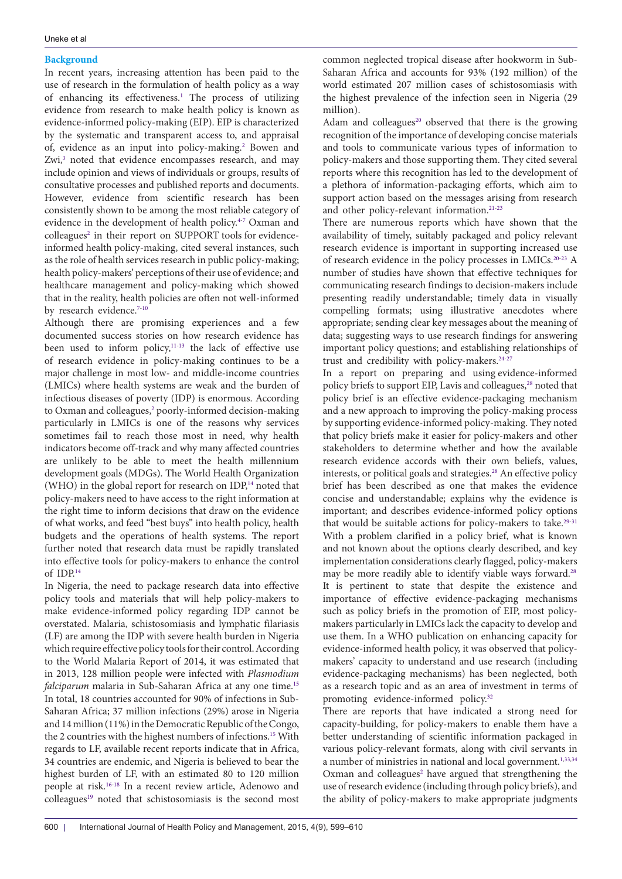## Background

In recent years, increasing attention has been paid to the use of research in the formulation of health policy as a way of enhancing its effectiveness.[1] The process of utilizing evidence from research to make health policy is known as evidence-informed policy-making (EIP). EIP is characterized by the systematic and transparent access to, and appraisal of, evidence as an input into policy-making.[2] Bowen and Zwi,[3] noted that evidence encompasses research, and may include opinion and views of individuals or groups, results of consultative processes and published reports and documents. However, evidence from scientific research has been consistently shown to be among the most reliable category of evidence in the development of health policy.[4-7] Oxman and colleagues[2] in their report on SUPPORT tools for evidence-informed health policy-making, cited several instances, such as the role of health services research in public policy-making; health policy-makers' perceptions of their use of evidence; and healthcare management and policy-making which showed that in the reality, health policies are often not well-informed by research evidence.[7-10]

Although there are promising experiences and a few documented success stories on how research evidence has been used to inform policy,[11-13] the lack of effective use of research evidence in policy-making continues to be a major challenge in most low- and middle-income countries (LMICs) where health systems are weak and the burden of infectious diseases of poverty (IDP) is enormous. According to Oxman and colleagues,[2] poorly-informed decision-making particularly in LMICs is one of the reasons why services sometimes fail to reach those most in need, why health indicators become off-track and why many affected countries are unlikely to be able to meet the health millennium development goals (MDGs). The World Health Organization (WHO) in the global report for research on IDP,[14] noted that policy-makers need to have access to the right information at the right time to inform decisions that draw on the evidence of what works, and feed "best buys" into health policy, health budgets and the operations of health systems. The report further noted that research data must be rapidly translated into effective tools for policy-makers to enhance the control of IDP.[14]

In Nigeria, the need to package research data into effective policy tools and materials that will help policy-makers to make evidence-informed policy regarding IDP cannot be overstated. Malaria, schistosomiasis and lymphatic filariasis (LF) are among the IDP with severe health burden in Nigeria which require effective policy tools for their control. According to the World Malaria Report of 2014, it was estimated that in 2013, 128 million people were infected with *Plasmodium falciparum* malaria in Sub-Saharan Africa at any one time.[15] In total, 18 countries accounted for 90% of infections in Sub-Saharan Africa; 37 million infections (29%) arose in Nigeria and 14 million (11%) in the Democratic Republic of the Congo, the 2 countries with the highest numbers of infections.[15] With regards to LF, available recent reports indicate that in Africa, 34 countries are endemic, and Nigeria is believed to bear the highest burden of LF, with an estimated 80 to 120 million people at risk.[16-18] In a recent review article, Adenowo and colleagues[19] noted that schistosomiasis is the second most common neglected tropical disease after hookworm in Sub-Saharan Africa and accounts for 93% (192 million) of the world estimated 207 million cases of schistosomiasis with the highest prevalence of the infection seen in Nigeria (29 million).

Adam and colleagues[20] observed that there is the growing recognition of the importance of developing concise materials and tools to communicate various types of information to policy-makers and those supporting them. They cited several reports where this recognition has led to the development of a plethora of information-packaging efforts, which aim to support action based on the messages arising from research and other policy-relevant information.[21-23]

There are numerous reports which have shown that the availability of timely, suitably packaged and policy relevant research evidence is important in supporting increased use of research evidence in the policy processes in LMICs.[20-23] A number of studies have shown that effective techniques for communicating research findings to decision-makers include presenting readily understandable; timely data in visually compelling formats; using illustrative anecdotes where appropriate; sending clear key messages about the meaning of data; suggesting ways to use research findings for answering important policy questions; and establishing relationships of trust and credibility with policy-makers.[24-27]

In a report on preparing and using evidence-informed policy briefs to support EIP, Lavis and colleagues,[28] noted that policy brief is an effective evidence-packaging mechanism and a new approach to improving the policy-making process by supporting evidence-informed policy-making. They noted that policy briefs make it easier for policy-makers and other stakeholders to determine whether and how the available research evidence accords with their own beliefs, values, interests, or political goals and strategies.[28] An effective policy brief has been described as one that makes the evidence concise and understandable; explains why the evidence is important; and describes evidence-informed policy options that would be suitable actions for policy-makers to take.[29-31] With a problem clarified in a policy brief, what is known and not known about the options clearly described, and key implementation considerations clearly flagged, policy-makers may be more readily able to identify viable ways forward.[28]

It is pertinent to state that despite the existence and importance of effective evidence-packaging mechanisms such as policy briefs in the promotion of EIP, most policy-makers particularly in LMICs lack the capacity to develop and use them. In a WHO publication on enhancing capacity for evidence-informed health policy, it was observed that policy-makers' capacity to understand and use research (including evidence-packaging mechanisms) has been neglected, both as a research topic and as an area of investment in terms of promoting evidence-informed policy.[32]

There are reports that have indicated a strong need for capacity-building, for policy-makers to enable them have a better understanding of scientific information packaged in various policy-relevant formats, along with civil servants in a number of ministries in national and local government.[1,33,34] Oxman and colleagues[2] have argued that strengthening the use of research evidence (including through policy briefs), and the ability of policy-makers to make appropriate judgments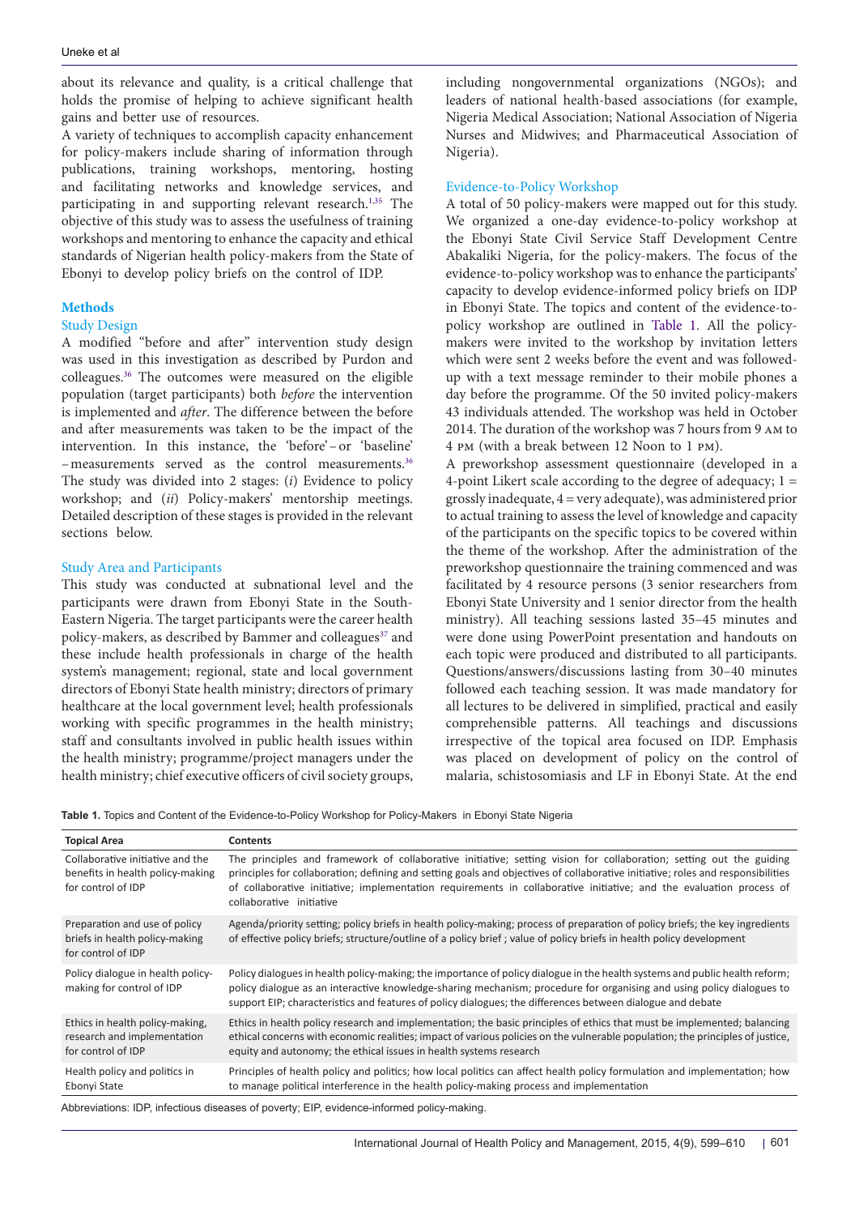about its relevance and quality, is a critical challenge that holds the promise of helping to achieve significant health gains and better use of resources.

A variety of techniques to accomplish capacity enhancement for policy-makers include sharing of information through publications, training workshops, mentoring, hosting and facilitating networks and knowledge services, and participating in and supporting relevant research.[1,35] The objective of this study was to assess the usefulness of training workshops and mentoring to enhance the capacity and ethical standards of Nigerian health policy-makers from the State of Ebonyi to develop policy briefs on the control of IDP.

## Methods

### Study Design

A modified "before and after" intervention study design was used in this investigation as described by Purdon and colleagues.[36] The outcomes were measured on the eligible population (target participants) both *before* the intervention is implemented and *after*. The difference between the before and after measurements was taken to be the impact of the intervention. In this instance, the 'before' – or 'baseline' – measurements served as the control measurements.[36] The study was divided into 2 stages: (*i*) Evidence to policy workshop; and (*ii*) Policy-makers' mentorship meetings. Detailed description of these stages is provided in the relevant sections below.

### Study Area and Participants

This study was conducted at subnational level and the participants were drawn from Ebonyi State in the South-Eastern Nigeria. The target participants were the career health policy-makers, as described by Bammer and colleagues[37] and these include health professionals in charge of the health system's management; regional, state and local government directors of Ebonyi State health ministry; directors of primary healthcare at the local government level; health professionals working with specific programmes in the health ministry; staff and consultants involved in public health issues within the health ministry; programme/project managers under the health ministry; chief executive officers of civil society groups, including nongovernmental organizations (NGOs); and leaders of national health-based associations (for example, Nigeria Medical Association; National Association of Nigeria Nurses and Midwives; and Pharmaceutical Association of Nigeria).

### Evidence-to-Policy Workshop

A total of 50 policy-makers were mapped out for this study. We organized a one-day evidence-to-policy workshop at the Ebonyi State Civil Service Staff Development Centre Abakaliki Nigeria, for the policy-makers. The focus of the evidence-to-policy workshop was to enhance the participants' capacity to develop evidence-informed policy briefs on IDP in Ebonyi State. The topics and content of the evidence-to-policy workshop are outlined in Table 1. All the policy-makers were invited to the workshop by invitation letters which were sent 2 weeks before the event and was followed-up with a text message reminder to their mobile phones a day before the programme. Of the 50 invited policy-makers 43 individuals attended. The workshop was held in October 2014. The duration of the workshop was 7 hours from 9 AM to 4 PM (with a break between 12 Noon to 1 PM).

A preworkshop assessment questionnaire (developed in a 4-point Likert scale according to the degree of adequacy; 1 = grossly inadequate, 4 = very adequate), was administered prior to actual training to assess the level of knowledge and capacity of the participants on the specific topics to be covered within the theme of the workshop. After the administration of the preworkshop questionnaire the training commenced and was facilitated by 4 resource persons (3 senior researchers from Ebonyi State University and 1 senior director from the health ministry). All teaching sessions lasted 35–45 minutes and were done using PowerPoint presentation and handouts on each topic were produced and distributed to all participants. Questions/answers/discussions lasting from 30–40 minutes followed each teaching session. It was made mandatory for all lectures to be delivered in simplified, practical and easily comprehensible patterns. All teachings and discussions irrespective of the topical area focused on IDP. Emphasis was placed on development of policy on the control of malaria, schistosomiasis and LF in Ebonyi State. At the end

**Table 1.** Topics and Content of the Evidence-to-Policy Workshop for Policy-Makers in Ebonyi State Nigeria

| Topical Area | Contents |
|---|---|
| Collaborative initiative and the benefits in health policy-making for control of IDP | The principles and framework of collaborative initiative; setting vision for collaboration; setting out the guiding principles for collaboration; defining and setting goals and objectives of collaborative initiative; roles and responsibilities of collaborative initiative; implementation requirements in collaborative initiative; and the evaluation process of collaborative initiative |
| Preparation and use of policy briefs in health policy-making for control of IDP | Agenda/priority setting; policy briefs in health policy-making; process of preparation of policy briefs; the key ingredients of effective policy briefs; structure/outline of a policy brief ; value of policy briefs in health policy development |
| Policy dialogue in health policy-making for control of IDP | Policy dialogues in health policy-making; the importance of policy dialogue in the health systems and public health reform; policy dialogue as an interactive knowledge-sharing mechanism; procedure for organising and using policy dialogues to support EIP; characteristics and features of policy dialogues; the differences between dialogue and debate |
| Ethics in health policy-making, research and implementation for control of IDP | Ethics in health policy research and implementation; the basic principles of ethics that must be implemented; balancing ethical concerns with economic realities; impact of various policies on the vulnerable population; the principles of justice, equity and autonomy; the ethical issues in health systems research |
| Health policy and politics in Ebonyi State | Principles of health policy and politics; how local politics can affect health policy formulation and implementation; how to manage political interference in the health policy-making process and implementation |

Abbreviations: IDP, infectious diseases of poverty; EIP, evidence-informed policy-making.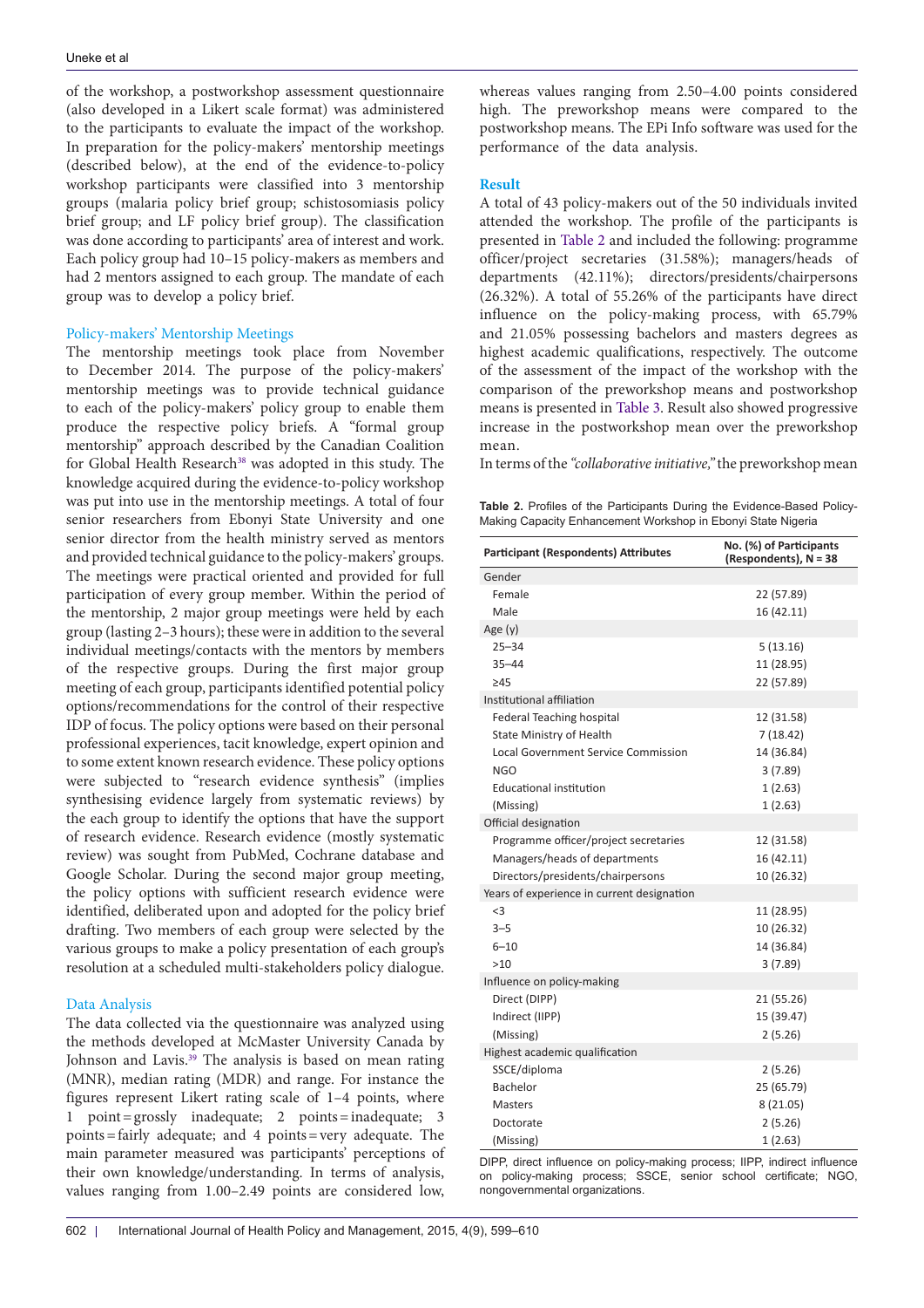of the workshop, a postworkshop assessment questionnaire (also developed in a Likert scale format) was administered to the participants to evaluate the impact of the workshop. In preparation for the policy-makers' mentorship meetings (described below), at the end of the evidence-to-policy workshop participants were classified into 3 mentorship groups (malaria policy brief group; schistosomiasis policy brief group; and LF policy brief group). The classification was done according to participants' area of interest and work. Each policy group had 10–15 policy-makers as members and had 2 mentors assigned to each group. The mandate of each group was to develop a policy brief.

### Policy-makers' Mentorship Meetings

The mentorship meetings took place from November to December 2014. The purpose of the policy-makers' mentorship meetings was to provide technical guidance to each of the policy-makers' policy group to enable them produce the respective policy briefs. A "formal group mentorship" approach described by the Canadian Coalition for Global Health Research[38] was adopted in this study. The knowledge acquired during the evidence-to-policy workshop was put into use in the mentorship meetings. A total of four senior researchers from Ebonyi State University and one senior director from the health ministry served as mentors and provided technical guidance to the policy-makers' groups. The meetings were practical oriented and provided for full participation of every group member. Within the period of the mentorship, 2 major group meetings were held by each group (lasting 2–3 hours); these were in addition to the several individual meetings/contacts with the mentors by members of the respective groups. During the first major group meeting of each group, participants identified potential policy options/recommendations for the control of their respective IDP of focus. The policy options were based on their personal professional experiences, tacit knowledge, expert opinion and to some extent known research evidence. These policy options were subjected to "research evidence synthesis" (implies synthesising evidence largely from systematic reviews) by the each group to identify the options that have the support of research evidence. Research evidence (mostly systematic review) was sought from PubMed, Cochrane database and Google Scholar. During the second major group meeting, the policy options with sufficient research evidence were identified, deliberated upon and adopted for the policy brief drafting. Two members of each group were selected by the various groups to make a policy presentation of each group's resolution at a scheduled multi-stakeholders policy dialogue.

### Data Analysis

The data collected via the questionnaire was analyzed using the methods developed at McMaster University Canada by Johnson and Lavis.[39] The analysis is based on mean rating (MNR), median rating (MDR) and range. For instance the figures represent Likert rating scale of 1–4 points, where 1 point = grossly inadequate; 2 points = inadequate; 3 points = fairly adequate; and 4 points = very adequate. The main parameter measured was participants' perceptions of their own knowledge/understanding. In terms of analysis, values ranging from 1.00–2.49 points are considered low, whereas values ranging from 2.50–4.00 points considered high. The preworkshop means were compared to the postworkshop means. The EPi Info software was used for the performance of the data analysis.

## Result

A total of 43 policy-makers out of the 50 individuals invited attended the workshop. The profile of the participants is presented in Table 2 and included the following: programme officer/project secretaries (31.58%); managers/heads of departments (42.11%); directors/presidents/chairpersons (26.32%). A total of 55.26% of the participants have direct influence on the policy-making process, with 65.79% and 21.05% possessing bachelors and masters degrees as highest academic qualifications, respectively. The outcome of the assessment of the impact of the workshop with the comparison of the preworkshop means and postworkshop means is presented in Table 3. Result also showed progressive increase in the postworkshop mean over the preworkshop mean.

In terms of the *"collaborative initiative,"* the preworkshop mean

**Table 2.** Profiles of the Participants During the Evidence-Based Policy-Making Capacity Enhancement Workshop in Ebonyi State Nigeria

| Participant (Respondents) Attributes | No. (%) of Participants (Respondents), N = 38 |
|---|---|
| Gender | |
| Female | 22 (57.89) |
| Male | 16 (42.11) |
| Age (y) | |
| 25–34 | 5 (13.16) |
| 35–44 | 11 (28.95) |
| ≥45 | 22 (57.89) |
| Institutional affiliation | |
| Federal Teaching hospital | 12 (31.58) |
| State Ministry of Health | 7 (18.42) |
| Local Government Service Commission | 14 (36.84) |
| NGO | 3 (7.89) |
| Educational institution | 1 (2.63) |
| (Missing) | 1 (2.63) |
| Official designation | |
| Programme officer/project secretaries | 12 (31.58) |
| Managers/heads of departments | 16 (42.11) |
| Directors/presidents/chairpersons | 10 (26.32) |
| Years of experience in current designation | |
| <3 | 11 (28.95) |
| 3–5 | 10 (26.32) |
| 6–10 | 14 (36.84) |
| >10 | 3 (7.89) |
| Influence on policy-making | |
| Direct (DIPP) | 21 (55.26) |
| Indirect (IIPP) | 15 (39.47) |
| (Missing) | 2 (5.26) |
| Highest academic qualification | |
| SSCE/diploma | 2 (5.26) |
| Bachelor | 25 (65.79) |
| Masters | 8 (21.05) |
| Doctorate | 2 (5.26) |
| (Missing) | 1 (2.63) |

DIPP, direct influence on policy-making process; IIPP, indirect influence on policy-making process; SSCE, senior school certificate; NGO, nongovernmental organizations.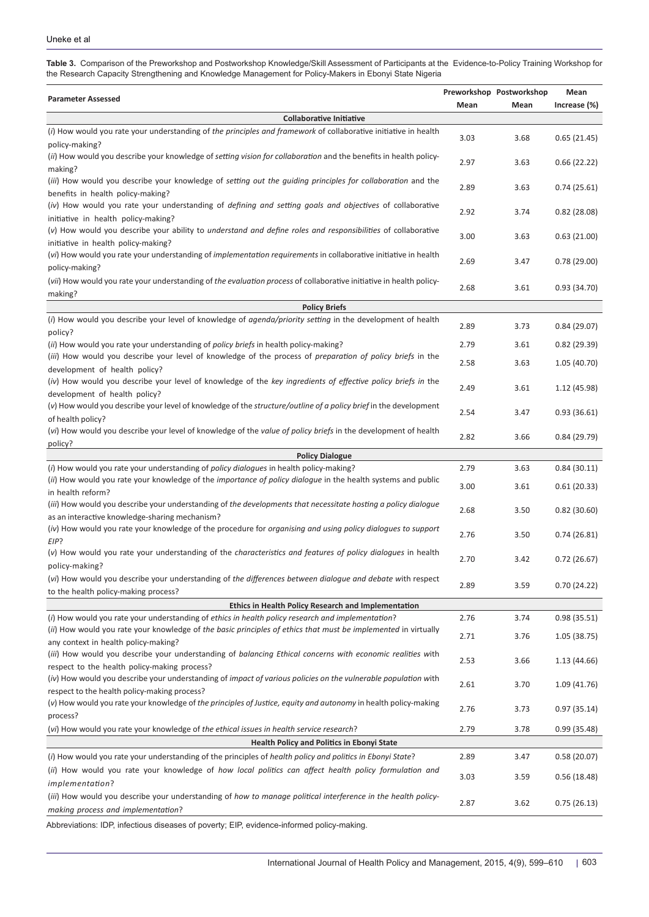**Table 3.** Comparison of the Preworkshop and Postworkshop Knowledge/Skill Assessment of Participants at the Evidence-to-Policy Training Workshop for the Research Capacity Strengthening and Knowledge Management for Policy-Makers in Ebonyi State Nigeria

| Parameter Assessed | Preworkshop Mean | Postworkshop Mean | Mean Increase (%) |
|---|---|---|---|
| **Collaborative Initiative** | | | |
| (*i*) How would you rate your understanding of *the principles and framework* of collaborative initiative in health policy-making? | 3.03 | 3.68 | 0.65 (21.45) |
| (*ii*) How would you describe your knowledge of *setting vision for collaboration* and the benefits in health policy-making? | 2.97 | 3.63 | 0.66 (22.22) |
| (*iii*) How would you describe your knowledge of *setting out the guiding principles for collaboration* and the benefits in health policy-making? | 2.89 | 3.63 | 0.74 (25.61) |
| (*iv*) How would you rate your understanding of *defining and setting goals and objectives* of collaborative initiative in health policy-making? | 2.92 | 3.74 | 0.82 (28.08) |
| (*v*) How would you describe your ability to *understand and define roles and responsibilities* of collaborative initiative in health policy-making? | 3.00 | 3.63 | 0.63 (21.00) |
| (*vi*) How would you rate your understanding of *implementation requirements* in collaborative initiative in health policy-making? | 2.69 | 3.47 | 0.78 (29.00) |
| (*vii*) How would you rate your understanding of *the evaluation process* of collaborative initiative in health policy-making? | 2.68 | 3.61 | 0.93 (34.70) |
| **Policy Briefs** | | | |
| (*i*) How would you describe your level of knowledge of *agenda/priority setting* in the development of health policy? | 2.89 | 3.73 | 0.84 (29.07) |
| (*ii*) How would you rate your understanding of *policy briefs* in health policy-making? | 2.79 | 3.61 | 0.82 (29.39) |
| (*iii*) How would you describe your level of knowledge of the process of *preparation of policy briefs* in the development of health policy? | 2.58 | 3.63 | 1.05 (40.70) |
| (*iv*) How would you describe your level of knowledge of the *key ingredients of effective policy briefs in* the development of health policy? | 2.49 | 3.61 | 1.12 (45.98) |
| (*v*) How would you describe your level of knowledge of the *structure/outline of a policy brief* in the development of health policy? | 2.54 | 3.47 | 0.93 (36.61) |
| (*vi*) How would you describe your level of knowledge of the *value of policy briefs* in the development of health policy? | 2.82 | 3.66 | 0.84 (29.79) |
| **Policy Dialogue** | | | |
| (*i*) How would you rate your understanding of *policy dialogues* in health policy-making? | 2.79 | 3.63 | 0.84 (30.11) |
| (*ii*) How would you rate your knowledge of the *importance of policy dialogue* in the health systems and public in health reform? | 3.00 | 3.61 | 0.61 (20.33) |
| (*iii*) How would you describe your understanding of *the developments that necessitate hosting a policy dialogue* as an interactive knowledge-sharing mechanism? | 2.68 | 3.50 | 0.82 (30.60) |
| (*iv*) How would you rate your knowledge of the procedure for *organising and using policy dialogues to support EIP*? | 2.76 | 3.50 | 0.74 (26.81) |
| (*v*) How would you rate your understanding of the *characteristics and features of policy dialogues* in health policy-making? | 2.70 | 3.42 | 0.72 (26.67) |
| (*vi*) How would you describe your understanding of *the differences between dialogue and debate* with respect to the health policy-making process? | 2.89 | 3.59 | 0.70 (24.22) |
| **Ethics in Health Policy Research and Implementation** | | | |
| (*i*) How would you rate your understanding of *ethics in health policy research and implementation*? | 2.76 | 3.74 | 0.98 (35.51) |
| (*ii*) How would you rate your knowledge of *the basic principles of ethics that must be implemented* in virtually any context in health policy-making? | 2.71 | 3.76 | 1.05 (38.75) |
| (*iii*) How would you describe your understanding of *balancing Ethical concerns with economic realities* with respect to the health policy-making process? | 2.53 | 3.66 | 1.13 (44.66) |
| (*iv*) How would you describe your understanding of *impact of various policies on the vulnerable population* with respect to the health policy-making process? | 2.61 | 3.70 | 1.09 (41.76) |
| (*v*) How would you rate your knowledge of *the principles of Justice, equity and autonomy* in health policy-making process? | 2.76 | 3.73 | 0.97 (35.14) |
| (*vi*) How would you rate your knowledge of *the ethical issues in health service research*? | 2.79 | 3.78 | 0.99 (35.48) |
| **Health Policy and Politics in Ebonyi State** | | | |
| (*i*) How would you rate your understanding of the principles of *health policy and politics in Ebonyi State*? | 2.89 | 3.47 | 0.58 (20.07) |
| (*ii*) How would you rate your knowledge of *how local politics can affect health policy formulation and implementation*? | 3.03 | 3.59 | 0.56 (18.48) |
| (*iii*) How would you describe your understanding of *how to manage political interference in the health policy-making process and implementation*? | 2.87 | 3.62 | 0.75 (26.13) |

Abbreviations: IDP, infectious diseases of poverty; EIP, evidence-informed policy-making.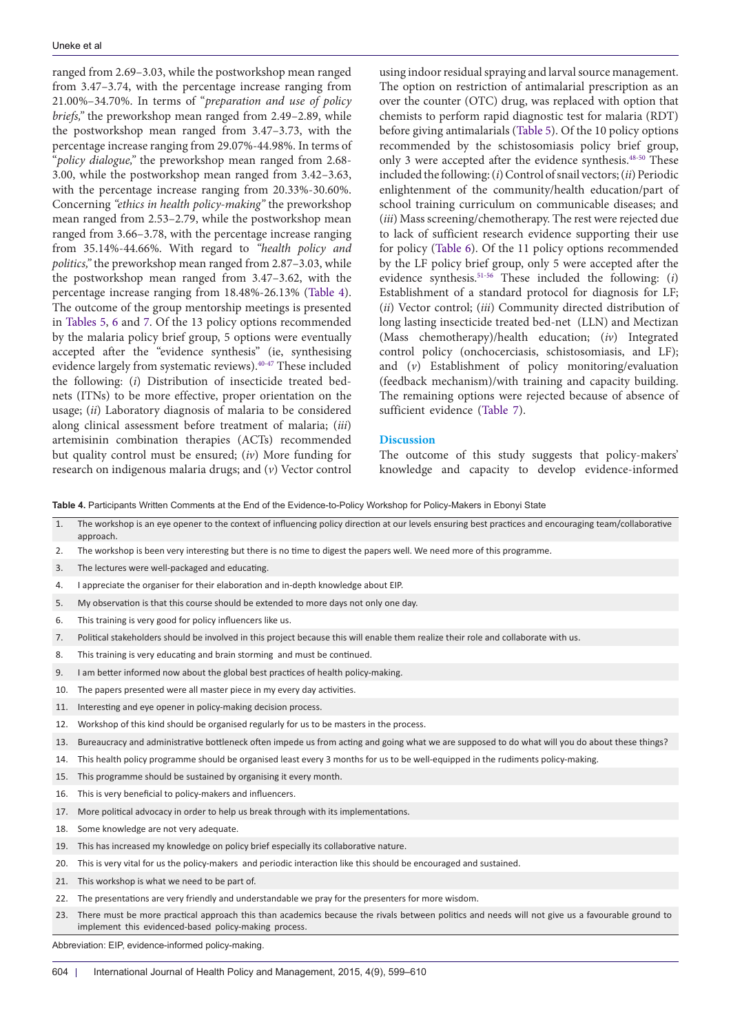ranged from 2.69–3.03, while the postworkshop mean ranged from 3.47–3.74, with the percentage increase ranging from 21.00%–34.70%. In terms of "*preparation and use of policy briefs,*" the preworkshop mean ranged from 2.49–2.89, while the postworkshop mean ranged from 3.47–3.73, with the percentage increase ranging from 29.07%-44.98%. In terms of "*policy dialogue,*" the preworkshop mean ranged from 2.68-3.00, while the postworkshop mean ranged from 3.42–3.63, with the percentage increase ranging from 20.33%-30.60%. Concerning *"ethics in health policy-making"* the preworkshop mean ranged from 2.53–2.79, while the postworkshop mean ranged from 3.66–3.78, with the percentage increase ranging from 35.14%-44.66%. With regard to *"health policy and politics,"* the preworkshop mean ranged from 2.87–3.03, while the postworkshop mean ranged from 3.47–3.62, with the percentage increase ranging from 18.48%-26.13% (Table 4). The outcome of the group mentorship meetings is presented in Tables 5, 6 and 7. Of the 13 policy options recommended by the malaria policy brief group, 5 options were eventually accepted after the "evidence synthesis" (ie, synthesising evidence largely from systematic reviews).[40-47] These included the following: (*i*) Distribution of insecticide treated bed-nets (ITNs) to be more effective, proper orientation on the usage; (*ii*) Laboratory diagnosis of malaria to be considered along clinical assessment before treatment of malaria; (*iii*) artemisinin combination therapies (ACTs) recommended but quality control must be ensured; (*iv*) More funding for research on indigenous malaria drugs; and (*v*) Vector control using indoor residual spraying and larval source management. The option on restriction of antimalarial prescription as an over the counter (OTC) drug, was replaced with option that chemists to perform rapid diagnostic test for malaria (RDT) before giving antimalarials (Table 5). Of the 10 policy options recommended by the schistosomiasis policy brief group, only 3 were accepted after the evidence synthesis.[48-50] These included the following: (*i*) Control of snail vectors; (*ii*) Periodic enlightenment of the community/health education/part of school training curriculum on communicable diseases; and (*iii*) Mass screening/chemotherapy. The rest were rejected due to lack of sufficient research evidence supporting their use for policy (Table 6). Of the 11 policy options recommended by the LF policy brief group, only 5 were accepted after the evidence synthesis.[51-56] These included the following: (*i*) Establishment of a standard protocol for diagnosis for LF; (*ii*) Vector control; (*iii*) Community directed distribution of long lasting insecticide treated bed-net (LLN) and Mectizan (Mass chemotherapy)/health education; (*iv*) Integrated control policy (onchocerciasis, schistosomiasis, and LF); and (*v*) Establishment of policy monitoring/evaluation (feedback mechanism)/with training and capacity building. The remaining options were rejected because of absence of sufficient evidence (Table 7).

## Discussion

The outcome of this study suggests that policy-makers' knowledge and capacity to develop evidence-informed

**Table 4.** Participants Written Comments at the End of the Evidence-to-Policy Workshop for Policy-Makers in Ebonyi State

| | |
|---|---|
| 1. | The workshop is an eye opener to the context of influencing policy direction at our levels ensuring best practices and encouraging team/collaborative approach. |
| 2. | The workshop is been very interesting but there is no time to digest the papers well. We need more of this programme. |
| 3. | The lectures were well-packaged and educating. |
| 4. | I appreciate the organiser for their elaboration and in-depth knowledge about EIP. |
| 5. | My observation is that this course should be extended to more days not only one day. |
| 6. | This training is very good for policy influencers like us. |
| 7. | Political stakeholders should be involved in this project because this will enable them realize their role and collaborate with us. |
| 8. | This training is very educating and brain storming and must be continued. |
| 9. | I am better informed now about the global best practices of health policy-making. |
| 10. | The papers presented were all master piece in my every day activities. |
| 11. | Interesting and eye opener in policy-making decision process. |
| 12. | Workshop of this kind should be organised regularly for us to be masters in the process. |
| 13. | Bureaucracy and administrative bottleneck often impede us from acting and going what we are supposed to do what will you do about these things? |
| 14. | This health policy programme should be organised least every 3 months for us to be well-equipped in the rudiments policy-making. |
| 15. | This programme should be sustained by organising it every month. |
| 16. | This is very beneficial to policy-makers and influencers. |
| 17. | More political advocacy in order to help us break through with its implementations. |
| 18. | Some knowledge are not very adequate. |
| 19. | This has increased my knowledge on policy brief especially its collaborative nature. |
| 20. | This is very vital for us the policy-makers and periodic interaction like this should be encouraged and sustained. |
| 21. | This workshop is what we need to be part of. |
| 22. | The presentations are very friendly and understandable we pray for the presenters for more wisdom. |
| 23. | There must be more practical approach this than academics because the rivals between politics and needs will not give us a favourable ground to implement this evidenced-based policy-making process. |

Abbreviation: EIP, evidence-informed policy-making.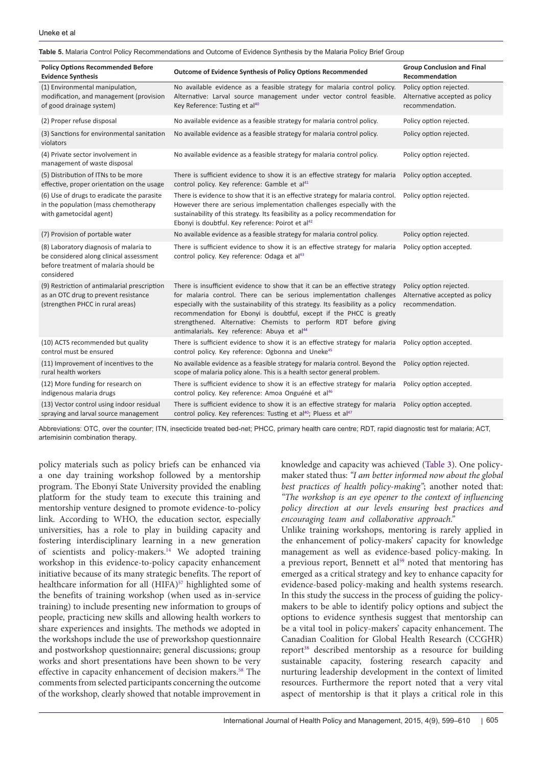**Table 5.** Malaria Control Policy Recommendations and Outcome of Evidence Synthesis by the Malaria Policy Brief Group

| Policy Options Recommended Before Evidence Synthesis | Outcome of Evidence Synthesis of Policy Options Recommended | Group Conclusion and Final Recommendation |
|---|---|---|
| (1) Environmental manipulation, modification, and management (provision of good drainage system) | No available evidence as a feasible strategy for malaria control policy. Alternative: Larval source management under vector control feasible. Key Reference: Tusting et al[40] | Policy option rejected. Alternative accepted as policy recommendation. |
| (2) Proper refuse disposal | No available evidence as a feasible strategy for malaria control policy. | Policy option rejected. |
| (3) Sanctions for environmental sanitation violators | No available evidence as a feasible strategy for malaria control policy. | Policy option rejected. |
| (4) Private sector involvement in management of waste disposal | No available evidence as a feasible strategy for malaria control policy. | Policy option rejected. |
| (5) Distribution of ITNs to be more effective, proper orientation on the usage | There is sufficient evidence to show it is an effective strategy for malaria control policy. Key reference: Gamble et al[41] | Policy option accepted. |
| (6) Use of drugs to eradicate the parasite in the population (mass chemotherapy with gametocidal agent) | There is evidence to show that it is an effective strategy for malaria control. However there are serious implementation challenges especially with the sustainability of this strategy. Its feasibility as a policy recommendation for Ebonyi is doubtful. Key reference: Poirot et al[42] | Policy option rejected. |
| (7) Provision of portable water | No available evidence as a feasible strategy for malaria control policy. | Policy option rejected. |
| (8) Laboratory diagnosis of malaria to be considered along clinical assessment before treatment of malaria should be considered | There is sufficient evidence to show it is an effective strategy for malaria control policy. Key reference: Odaga et al[43] | Policy option accepted. |
| (9) Restriction of antimalarial prescription as an OTC drug to prevent resistance (strengthen PHCC in rural areas) | There is insufficient evidence to show that it can be an effective strategy for malaria control. There can be serious implementation challenges especially with the sustainability of this strategy. Its feasibility as a policy recommendation for Ebonyi is doubtful, except if the PHCC is greatly strengthened. Alternative: Chemists to perform RDT before giving antimalarials. Key reference: Abuya et al[44] | Policy option rejected. Alternative accepted as policy recommendation. |
| (10) ACTS recommended but quality control must be ensured | There is sufficient evidence to show it is an effective strategy for malaria control policy. Key reference: Ogbonna and Uneke[45] | Policy option accepted. |
| (11) Improvement of incentives to the rural health workers | No available evidence as a feasible strategy for malaria control. Beyond the scope of malaria policy alone. This is a health sector general problem. | Policy option rejected. |
| (12) More funding for research on indigenous malaria drugs | There is sufficient evidence to show it is an effective strategy for malaria control policy. Key reference: Amoa Onguéné et al[46] | Policy option accepted. |
| (13) Vector control using indoor residual spraying and larval source management | There is sufficient evidence to show it is an effective strategy for malaria control policy. Key references: Tusting et al[40]; Pluess et al[47] | Policy option accepted. |

Abbreviations: OTC, over the counter; ITN, insecticide treated bed-net; PHCC, primary health care centre; RDT, rapid diagnostic test for malaria; ACT, artemisinin combination therapy.

policy materials such as policy briefs can be enhanced via a one day training workshop followed by a mentorship program. The Ebonyi State University provided the enabling platform for the study team to execute this training and mentorship venture designed to promote evidence-to-policy link. According to WHO, the education sector, especially universities, has a role to play in building capacity and fostering interdisciplinary learning in a new generation of scientists and policy-makers.[14] We adopted training workshop in this evidence-to-policy capacity enhancement initiative because of its many strategic benefits. The report of healthcare information for all (HIFA)[57] highlighted some of the benefits of training workshop (when used as in-service training) to include presenting new information to groups of people, practicing new skills and allowing health workers to share experiences and insights. The methods we adopted in the workshops include the use of preworkshop questionnaire and postworkshop questionnaire; general discussions; group works and short presentations have been shown to be very effective in capacity enhancement of decision makers.[58] The comments from selected participants concerning the outcome of the workshop, clearly showed that notable improvement in knowledge and capacity was achieved (Table 3). One policy-maker stated thus: *"I am better informed now about the global best practices of health policy-making"*; another noted that: *"The workshop is an eye opener to the context of influencing policy direction at our levels ensuring best practices and encouraging team and collaborative approach."*

Unlike training workshops, mentoring is rarely applied in the enhancement of policy-makers' capacity for knowledge management as well as evidence-based policy-making. In a previous report, Bennett et al[59] noted that mentoring has emerged as a critical strategy and key to enhance capacity for evidence-based policy-making and health systems research. In this study the success in the process of guiding the policy-makers to be able to identify policy options and subject the options to evidence synthesis suggest that mentorship can be a vital tool in policy-makers' capacity enhancement. The Canadian Coalition for Global Health Research (CCGHR) report[38] described mentorship as a resource for building sustainable capacity, fostering research capacity and nurturing leadership development in the context of limited resources. Furthermore the report noted that a very vital aspect of mentorship is that it plays a critical role in this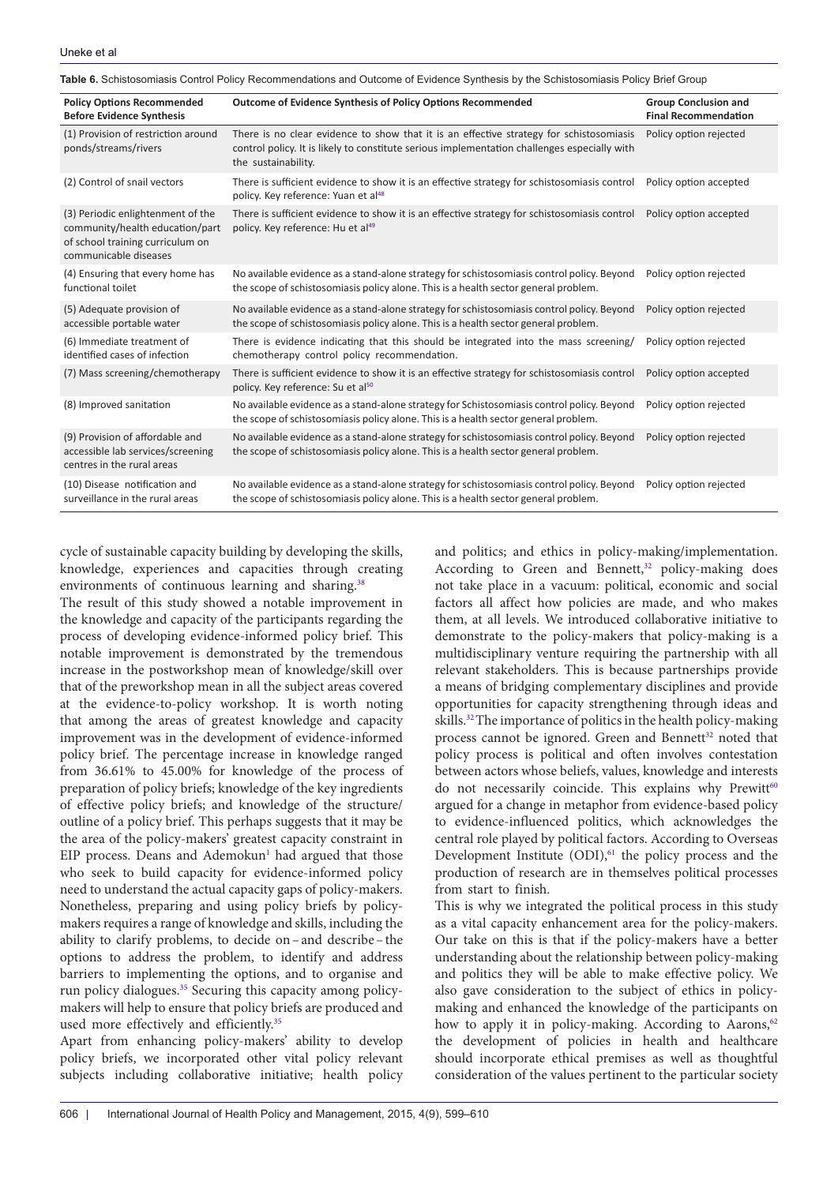**Table 6.** Schistosomiasis Control Policy Recommendations and Outcome of Evidence Synthesis by the Schistosomiasis Policy Brief Group

| Policy Options Recommended Before Evidence Synthesis | Outcome of Evidence Synthesis of Policy Options Recommended | Group Conclusion and Final Recommendation |
|---|---|---|
| (1) Provision of restriction around ponds/streams/rivers | There is no clear evidence to show that it is an effective strategy for schistosomiasis control policy. It is likely to constitute serious implementation challenges especially with the sustainability. | Policy option rejected |
| (2) Control of snail vectors | There is sufficient evidence to show it is an effective strategy for schistosomiasis control policy. Key reference: Yuan et al[48] | Policy option accepted |
| (3) Periodic enlightenment of the community/health education/part of school training curriculum on communicable diseases | There is sufficient evidence to show it is an effective strategy for schistosomiasis control policy. Key reference: Hu et al[49] | Policy option accepted |
| (4) Ensuring that every home has functional toilet | No available evidence as a stand-alone strategy for schistosomiasis control policy. Beyond the scope of schistosomiasis policy alone. This is a health sector general problem. | Policy option rejected |
| (5) Adequate provision of accessible portable water | No available evidence as a stand-alone strategy for schistosomiasis control policy. Beyond the scope of schistosomiasis policy alone. This is a health sector general problem. | Policy option rejected |
| (6) Immediate treatment of identified cases of infection | There is evidence indicating that this should be integrated into the mass screening/chemotherapy control policy recommendation. | Policy option rejected |
| (7) Mass screening/chemotherapy | There is sufficient evidence to show it is an effective strategy for schistosomiasis control policy. Key reference: Su et al[50] | Policy option accepted |
| (8) Improved sanitation | No available evidence as a stand-alone strategy for Schistosomiasis control policy. Beyond the scope of schistosomiasis policy alone. This is a health sector general problem. | Policy option rejected |
| (9) Provision of affordable and accessible lab services/screening centres in the rural areas | No available evidence as a stand-alone strategy for Schistosomiasis control policy. Beyond the scope of schistosomiasis policy alone. This is a health sector general problem. | Policy option rejected |
| (10) Disease notification and surveillance in the rural areas | No available evidence as a stand-alone strategy for schistosomiasis control policy. Beyond the scope of schistosomiasis policy alone. This is a health sector general problem. | Policy option rejected |

cycle of sustainable capacity building by developing the skills, knowledge, experiences and capacities through creating environments of continuous learning and sharing.[38]

The result of this study showed a notable improvement in the knowledge and capacity of the participants regarding the process of developing evidence-informed policy brief. This notable improvement is demonstrated by the tremendous increase in the postworkshop mean of knowledge/skill over that of the preworkshop mean in all the subject areas covered at the evidence-to-policy workshop. It is worth noting that among the areas of greatest knowledge and capacity improvement was in the development of evidence-informed policy brief. The percentage increase in knowledge ranged from 36.61% to 45.00% for knowledge of the process of preparation of policy briefs; knowledge of the key ingredients of effective policy briefs; and knowledge of the structure/outline of a policy brief. This perhaps suggests that it may be the area of the policy-makers' greatest capacity constraint in EIP process. Deans and Ademokun[1] had argued that those who seek to build capacity for evidence-informed policy need to understand the actual capacity gaps of policy-makers. Nonetheless, preparing and using policy briefs by policy-makers requires a range of knowledge and skills, including the ability to clarify problems, to decide on – and describe – the options to address the problem, to identify and address barriers to implementing the options, and to organise and run policy dialogues.[35] Securing this capacity among policy-makers will help to ensure that policy briefs are produced and used more effectively and efficiently.[35]

Apart from enhancing policy-makers' ability to develop policy briefs, we incorporated other vital policy relevant subjects including collaborative initiative; health policy and politics; and ethics in policy-making/implementation. According to Green and Bennett,[32] policy-making does not take place in a vacuum: political, economic and social factors all affect how policies are made, and who makes them, at all levels. We introduced collaborative initiative to demonstrate to the policy-makers that policy-making is a multidisciplinary venture requiring the partnership with all relevant stakeholders. This is because partnerships provide a means of bridging complementary disciplines and provide opportunities for capacity strengthening through ideas and skills.[32] The importance of politics in the health policy-making process cannot be ignored. Green and Bennett[32] noted that policy process is political and often involves contestation between actors whose beliefs, values, knowledge and interests do not necessarily coincide. This explains why Prewitt[60] argued for a change in metaphor from evidence-based policy to evidence-influenced politics, which acknowledges the central role played by political factors. According to Overseas Development Institute (ODI),[61] the policy process and the production of research are in themselves political processes from start to finish.

This is why we integrated the political process in this study as a vital capacity enhancement area for the policy-makers. Our take on this is that if the policy-makers have a better understanding about the relationship between policy-making and politics they will be able to make effective policy. We also gave consideration to the subject of ethics in policy-making and enhanced the knowledge of the participants on how to apply it in policy-making. According to Aarons,[62] the development of policies in health and healthcare should incorporate ethical premises as well as thoughtful consideration of the values pertinent to the particular society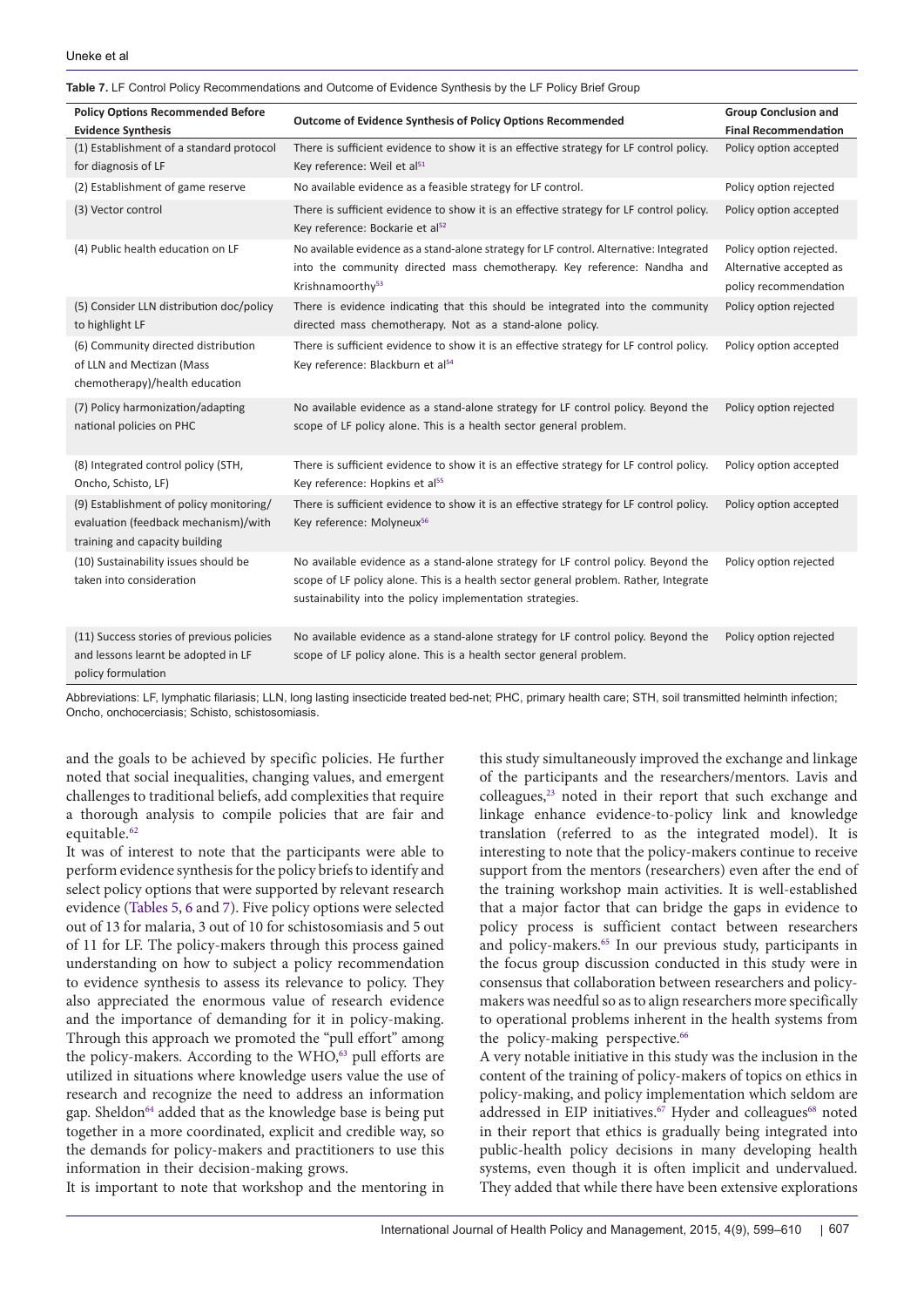**Table 7.** LF Control Policy Recommendations and Outcome of Evidence Synthesis by the LF Policy Brief Group

| Policy Options Recommended Before Evidence Synthesis | Outcome of Evidence Synthesis of Policy Options Recommended | Group Conclusion and Final Recommendation |
|---|---|---|
| (1) Establishment of a standard protocol for diagnosis of LF | There is sufficient evidence to show it is an effective strategy for LF control policy. Key reference: Weil et al[51] | Policy option accepted |
| (2) Establishment of game reserve | No available evidence as a feasible strategy for LF control. | Policy option rejected |
| (3) Vector control | There is sufficient evidence to show it is an effective strategy for LF control policy. Key reference: Bockarie et al[52] | Policy option accepted |
| (4) Public health education on LF | No available evidence as a stand-alone strategy for LF control. Alternative: Integrated into the community directed mass chemotherapy. Key reference: Nandha and Krishnamoorthy[53] | Policy option rejected. Alternative accepted as policy recommendation |
| (5) Consider LLN distribution doc/policy to highlight LF | There is evidence indicating that this should be integrated into the community directed mass chemotherapy. Not as a stand-alone policy. | Policy option rejected |
| (6) Community directed distribution of LLN and Mectizan (Mass chemotherapy)/health education | There is sufficient evidence to show it is an effective strategy for LF control policy. Key reference: Blackburn et al[54] | Policy option accepted |
| (7) Policy harmonization/adapting national policies on PHC | No available evidence as a stand-alone strategy for LF control policy. Beyond the scope of LF policy alone. This is a health sector general problem. | Policy option rejected |
| (8) Integrated control policy (STH, Oncho, Schisto, LF) | There is sufficient evidence to show it is an effective strategy for LF control policy. Key reference: Hopkins et al[55] | Policy option accepted |
| (9) Establishment of policy monitoring/evaluation (feedback mechanism)/with training and capacity building | There is sufficient evidence to show it is an effective strategy for LF control policy. Key reference: Molyneux[56] | Policy option accepted |
| (10) Sustainability issues should be taken into consideration | No available evidence as a stand-alone strategy for LF control policy. Beyond the scope of LF policy alone. This is a health sector general problem. Rather, Integrate sustainability into the policy implementation strategies. | Policy option rejected |
| (11) Success stories of previous policies and lessons learnt be adopted in LF policy formulation | No available evidence as a stand-alone strategy for LF control policy. Beyond the scope of LF policy alone. This is a health sector general problem. | Policy option rejected |

Abbreviations: LF, lymphatic filariasis; LLN, long lasting insecticide treated bed-net; PHC, primary health care; STH, soil transmitted helminth infection; Oncho, onchocerciasis; Schisto, schistosomiasis.

and the goals to be achieved by specific policies. He further noted that social inequalities, changing values, and emergent challenges to traditional beliefs, add complexities that require a thorough analysis to compile policies that are fair and equitable.[62]

It was of interest to note that the participants were able to perform evidence synthesis for the policy briefs to identify and select policy options that were supported by relevant research evidence (Tables 5, 6 and 7). Five policy options were selected out of 13 for malaria, 3 out of 10 for schistosomiasis and 5 out of 11 for LF. The policy-makers through this process gained understanding on how to subject a policy recommendation to evidence synthesis to assess its relevance to policy. They also appreciated the enormous value of research evidence and the importance of demanding for it in policy-making. Through this approach we promoted the "pull effort" among the policy-makers. According to the WHO,[63] pull efforts are utilized in situations where knowledge users value the use of research and recognize the need to address an information gap. Sheldon[64] added that as the knowledge base is being put together in a more coordinated, explicit and credible way, so the demands for policy-makers and practitioners to use this information in their decision-making grows.

It is important to note that workshop and the mentoring in this study simultaneously improved the exchange and linkage of the participants and the researchers/mentors. Lavis and colleagues,[23] noted in their report that such exchange and linkage enhance evidence-to-policy link and knowledge translation (referred to as the integrated model). It is interesting to note that the policy-makers continue to receive support from the mentors (researchers) even after the end of the training workshop main activities. It is well-established that a major factor that can bridge the gaps in evidence to policy process is sufficient contact between researchers and policy-makers.[65] In our previous study, participants in the focus group discussion conducted in this study were in consensus that collaboration between researchers and policy-makers was needful so as to align researchers more specifically to operational problems inherent in the health systems from the policy-making perspective.[66]

A very notable initiative in this study was the inclusion in the content of the training of policy-makers of topics on ethics in policy-making, and policy implementation which seldom are addressed in EIP initiatives.[67] Hyder and colleagues[68] noted in their report that ethics is gradually being integrated into public-health policy decisions in many developing health systems, even though it is often implicit and undervalued. They added that while there have been extensive explorations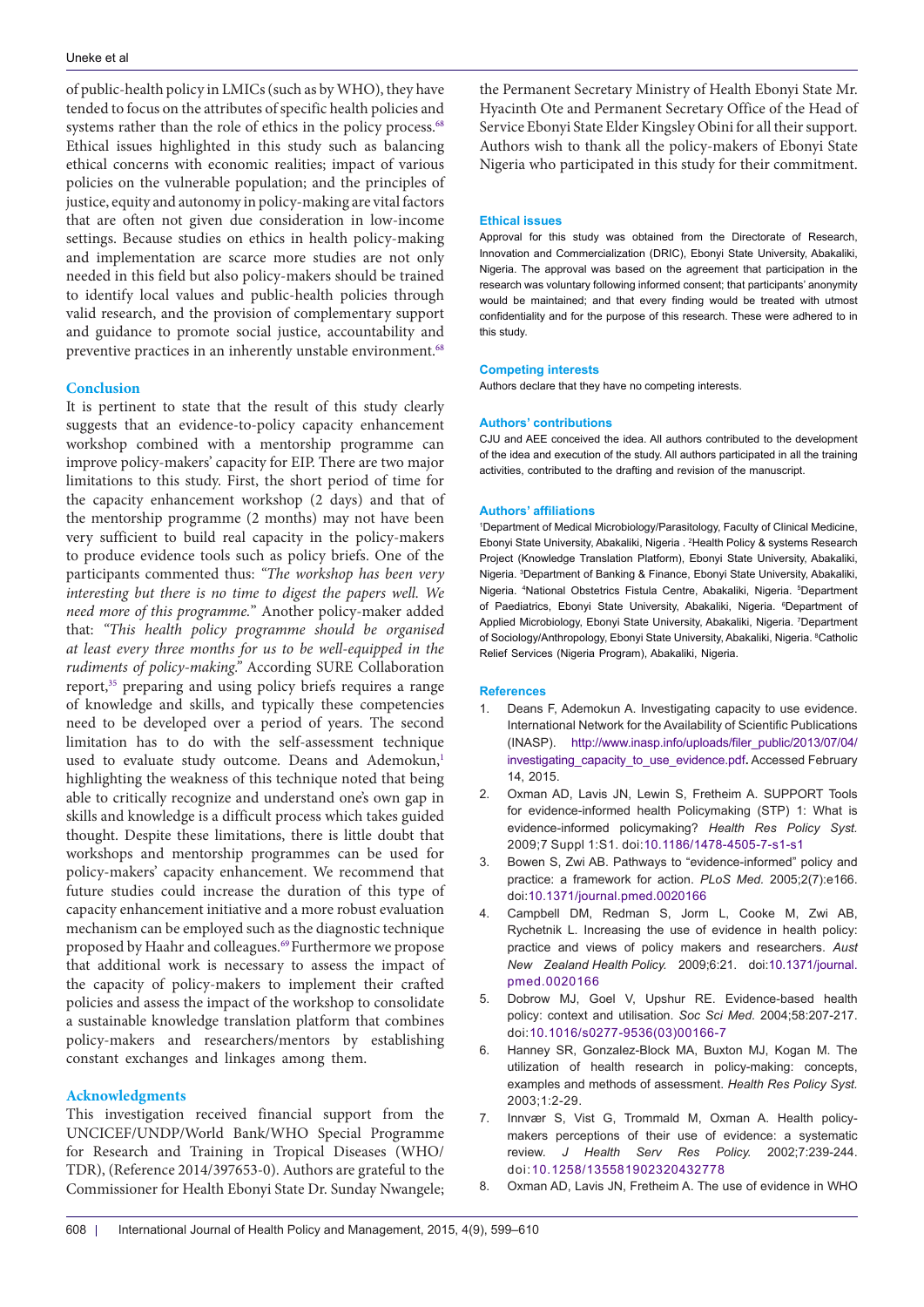of public-health policy in LMICs (such as by WHO), they have tended to focus on the attributes of specific health policies and systems rather than the role of ethics in the policy process.[68] Ethical issues highlighted in this study such as balancing ethical concerns with economic realities; impact of various policies on the vulnerable population; and the principles of justice, equity and autonomy in policy-making are vital factors that are often not given due consideration in low-income settings. Because studies on ethics in health policy-making and implementation are scarce more studies are not only needed in this field but also policy-makers should be trained to identify local values and public-health policies through valid research, and the provision of complementary support and guidance to promote social justice, accountability and preventive practices in an inherently unstable environment.[68]

## Conclusion

It is pertinent to state that the result of this study clearly suggests that an evidence-to-policy capacity enhancement workshop combined with a mentorship programme can improve policy-makers' capacity for EIP. There are two major limitations to this study. First, the short period of time for the capacity enhancement workshop (2 days) and that of the mentorship programme (2 months) may not have been very sufficient to build real capacity in the policy-makers to produce evidence tools such as policy briefs. One of the participants commented thus: *"The workshop has been very interesting but there is no time to digest the papers well. We need more of this programme."* Another policy-maker added that: *"This health policy programme should be organised at least every three months for us to be well-equipped in the rudiments of policy-making."* According SURE Collaboration report,[35] preparing and using policy briefs requires a range of knowledge and skills, and typically these competencies need to be developed over a period of years. The second limitation has to do with the self-assessment technique used to evaluate study outcome. Deans and Ademokun,[1] highlighting the weakness of this technique noted that being able to critically recognize and understand one's own gap in skills and knowledge is a difficult process which takes guided thought. Despite these limitations, there is little doubt that workshops and mentorship programmes can be used for policy-makers' capacity enhancement. We recommend that future studies could increase the duration of this type of capacity enhancement initiative and a more robust evaluation mechanism can be employed such as the diagnostic technique proposed by Haahr and colleagues.[69] Furthermore we propose that additional work is necessary to assess the impact of the capacity of policy-makers to implement their crafted policies and assess the impact of the workshop to consolidate a sustainable knowledge translation platform that combines policy-makers and researchers/mentors by establishing constant exchanges and linkages among them.

## Acknowledgments

This investigation received financial support from the UNCICEF/UNDP/World Bank/WHO Special Programme for Research and Training in Tropical Diseases (WHO/TDR), (Reference 2014/397653-0). Authors are grateful to the Commissioner for Health Ebonyi State Dr. Sunday Nwangele; the Permanent Secretary Ministry of Health Ebonyi State Mr. Hyacinth Ote and Permanent Secretary Office of the Head of Service Ebonyi State Elder Kingsley Obini for all their support. Authors wish to thank all the policy-makers of Ebonyi State Nigeria who participated in this study for their commitment.

### Ethical issues

Approval for this study was obtained from the Directorate of Research, Innovation and Commercialization (DRIC), Ebonyi State University, Abakaliki, Nigeria. The approval was based on the agreement that participation in the research was voluntary following informed consent; that participants' anonymity would be maintained; and that every finding would be treated with utmost confidentiality and for the purpose of this research. These were adhered to in this study.

### Competing interests

Authors declare that they have no competing interests.

### Authors' contributions

CJU and AEE conceived the idea. All authors contributed to the development of the idea and execution of the study. All authors participated in all the training activities, contributed to the drafting and revision of the manuscript.

### Authors' affiliations

[1]Department of Medical Microbiology/Parasitology, Faculty of Clinical Medicine, Ebonyi State University, Abakaliki, Nigeria . [2]Health Policy & systems Research Project (Knowledge Translation Platform), Ebonyi State University, Abakaliki, Nigeria. [3]Department of Banking & Finance, Ebonyi State University, Abakaliki, Nigeria. [4]National Obstetrics Fistula Centre, Abakaliki, Nigeria. [5]Department of Paediatrics, Ebonyi State University, Abakaliki, Nigeria. [6]Department of Applied Microbiology, Ebonyi State University, Abakaliki, Nigeria. [7]Department of Sociology/Anthropology, Ebonyi State University, Abakaliki, Nigeria. [8]Catholic Relief Services (Nigeria Program), Abakaliki, Nigeria.

### References

1. Deans F, Ademokun A. Investigating capacity to use evidence. International Network for the Availability of Scientific Publications (INASP). http://www.inasp.info/uploads/filer_public/2013/07/04/investigating_capacity_to_use_evidence.pdf. Accessed February 14, 2015.
2. Oxman AD, Lavis JN, Lewin S, Fretheim A. SUPPORT Tools for evidence-informed health Policymaking (STP) 1: What is evidence-informed policymaking? *Health Res Policy Syst.* 2009;7 Suppl 1:S1. doi:10.1186/1478-4505-7-s1-s1
3. Bowen S, Zwi AB. Pathways to "evidence-informed" policy and practice: a framework for action. *PLoS Med.* 2005;2(7):e166. doi:10.1371/journal.pmed.0020166
4. Campbell DM, Redman S, Jorm L, Cooke M, Zwi AB, Rychetnik L. Increasing the use of evidence in health policy: practice and views of policy makers and researchers. *Aust New Zealand Health Policy.* 2009;6:21. doi:10.1371/journal.pmed.0020166
5. Dobrow MJ, Goel V, Upshur RE. Evidence-based health policy: context and utilisation. *Soc Sci Med.* 2004;58:207-217. doi:10.1016/s0277-9536(03)00166-7
6. Hanney SR, Gonzalez-Block MA, Buxton MJ, Kogan M. The utilization of health research in policy-making: concepts, examples and methods of assessment. *Health Res Policy Syst.* 2003;1:2-29.
7. Innvær S, Vist G, Trommald M, Oxman A. Health policy-makers perceptions of their use of evidence: a systematic review. *J Health Serv Res Policy.* 2002;7:239-244. doi:10.1258/135581902320432778
8. Oxman AD, Lavis JN, Fretheim A. The use of evidence in WHO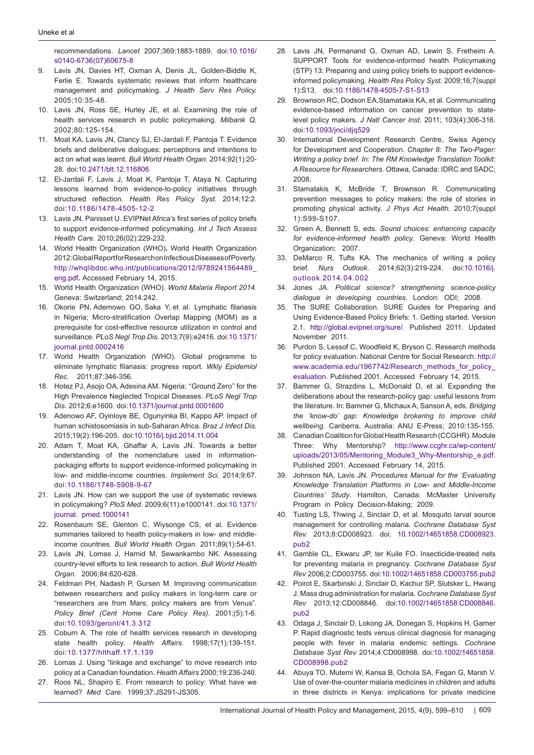recommendations. *Lancet* 2007;369:1883-1889. doi:10.1016/s0140-6736(07)60675-8

9. Lavis JN, Davies HT, Oxman A, Denis JL, Golden-Biddle K, Ferlie E. Towards systematic reviews that inform healthcare management and policymaking. *J Health Serv Res Policy.* 2005;10:35-48.
10. Lavis JN, Ross SE, Hurley JE, et al. Examining the role of health services research in public policymaking. *Milbank Q.* 2002;80:125-154.
11. Moat KA, Lavis JN, Clancy SJ, El-Jardali F, Pantoja T. Evidence briefs and deliberative dialogues: perceptions and intentions to act on what was learnt. *Bull World Health Organ.* 2014;92(1):20-28. doi:10.2471/blt.12.116806
12. El-Jardali F, Lavis J, Moat K, Pantoja T, Ataya N. Capturing lessons learned from evidence-to-policy initiatives through structured reflection. *Health Res Policy Syst.* 2014;12:2. doi:10.1186/1478-4505-12-2
13. Lavis JN, Panisset U. EVIPNet Africa's first series of policy briefs to support evidence-informed policymaking. *Int J Tech Assess Health Care.* 2010;26(02):229-232.
14. World Health Organization (WHO)**.** World Health Organization 2012: Global Report for Research on Infectious Diseases of Poverty. http://whqlibdoc.who.int/publications/2012/9789241564489_eng.pdf**.** Accessed February 14, 2015.
15. World Health Organization (WHO). *World Malaria Report 2014.* Geneva: Switzerland; 2014:242.
16. Okorie PN, Ademowo GO, Saka Y, et al. Lymphatic filariasis in Nigeria; Micro-stratification Overlap Mapping (MOM) as a prerequisite for cost-effective resource utilization in control and surveillance. *PLoS Negl Trop Dis.* 2013;7(9):e2416. doi:10.1371/journal.pntd.0002416
17. World Health Organization (WHO). Global programme to eliminate lymphatic filariasis: progress report. *Wkly Epidemiol Rec.* 2011;87:346-356.
18. Hotez PJ, Asojo OA, Adesina AM. Nigeria: ''Ground Zero'' for the High Prevalence Neglected Tropical Diseases. *PLoS Negl Trop Dis.* 2012;6:e1600. doi:10.1371/journal.pntd.0001600
19. Adenowo AF, Oyinloye BE, Ogunyinka BI, Kappo AP. Impact of human schistosomiasis in sub-Saharan Africa. *Braz J Infect Dis.* 2015;19(2):196-205. doi:10.1016/j.bjid.2014.11.004
20. Adam T, Moat KA, Ghaffar A, Lavis JN. Towards a better understanding of the nomenclature used in information-packaging efforts to support evidence-informed policymaking in low- and middle-income countries. *Implement Sci.* 2014;9:67. doi:10.1186/1748-5908-9-67
21. Lavis JN. How can we support the use of systematic reviews in policymaking? *PloS Med.* 2009;6(11):e1000141. doi:10.1371/journal. pmed.1000141
22. Rosenbaum SE, Glenton C, Wiysonge CS, et al. Evidence summaries tailored to health policy-makers in low- and middle-income countries. *Bull World Health Organ.* 2011;89(1):54-61.
23. Lavis JN, Lomas J, Harnid M, Sewankambo NK. Assessing country-level efforts to link research to action. *Bull World Health Organ.* 2006;84:620-628.
24. Feldman PH, Nadash P, Gursen M. Improving communication between researchers and policy makers in long-term care or "researchers are from Mars; policy makers are from Venus". *Policy Brief (Cent Home Care Policy Res).* 2001;(5):1-6. doi:10.1093/geront/41.3.312
25. Coburn A. The role of health services research in developing state health policy. *Health Affairs.* 1998;17(1):139-151. doi:10.1377/hlthaff.17.1.139
26. Lomas J. Using "linkage and exchange" to move research into policy at a Canadian foundation. *Health Affairs* 2000;19:236-240.
27. Roos NL, Shapiro E. From research to policy: What have we learned? *Med Care.* 1999;37:JS291-JS305.
28. Lavis JN, Permanand G, Oxman AD, Lewin S, Fretheim A. SUPPORT Tools for evidence-informed health Policymaking (STP) 13: Preparing and using policy briefs to support evidence-informed policymaking. *Health Res Policy Syst.* 2009;16;7(suppl 1):S13. doi:10.1186/1478-4505-7-S1-S13
29. Brownson RC, Dodson EA, Stamatakis KA, et al. Communicating evidence-based information on cancer prevention to state-level policy makers. *J Natl Cancer Inst.* 2011; 103(4):306-316. doi:10.1093/jnci/djq529
30. International Development Research Centre, Swiss Agency for Development and Cooperation. *Chapter 8: The Two-Pager: Writing a policy brief. In: The RM Knowledge Translation Toolkit: A Resource for Researchers.* Ottawa, Canada: IDRC and SADC; 2008.
31. Stamatakis K, McBride T, Brownson R. Communicating prevention messages to policy makers: the role of stories in promoting physical activity. *J Phys Act Health.* 2010;7(suppl 1):S99-S107.
32. Green A, Bennett S, eds. *Sound choices: enhancing capacity for evidence-informed health policy.* Geneva: World Health Organization; 2007.
33. DeMarco R, Tufts KA. The mechanics of writing a policy brief. *Nurs Outlook.* 2014;62(3):219-224. doi:10.1016/j.outlook.2014.04.002
34. Jones JA. *Political science? strengthening science-policy dialogue in developing countries.* London: ODI; 2008.
35. The SURE Collaboration. SURE Guides for Preparing and Using Evidence-Based Policy Briefs: 1. Getting started. Version 2.1. http://global.evipnet.org/sure/. Published 2011. Updated November 2011.
36. Purdon S, Lessof C, Woodfield K, Bryson C. Research methods for policy evaluation. National Centre for Social Research. http://www.academia.edu/1967742/Research_methods_for_policy_evaluation. Published 2001. Accessed February 14, 2015.
37. Bammer G, Strazdins L, McDonald D, et al. Expanding the deliberations about the research-policy gap: useful lessons from the literature. In: Bammer G, Michaux A, Sanson A, eds. *Bridging the 'know-do' gap: Knowledge brokering to improve child wellbeing.* Canberra, Australia: ANU E-Press; 2010:135-155.
38. Canadian Coalition for Global Health Research (CCGHR). Module Three: Why Mentorship? http://www.ccghr.ca/wp-content/uploads/2013/05/Mentoring_Module3_Why-Mentorship_e.pdf. Published 2001. Accessed February 14, 2015.
39. Johnson NA, Lavis JN. *Procedures Manual for the 'Evaluating Knowledge Translation Platforms in Low- and Middle-Income Countries' Study.* Hamilton, Canada: McMaster University Program in Policy Decision-Making; 2009.
40. Tusting LS, Thwing J, Sinclair D, et al. Mosquito larval source management for controlling malaria. *Cochrane Database Syst Rev.* 2013;8:CD008923. doi: 10.1002/14651858.CD008923.pub2
41. Gamble CL, Ekwaru JP, ter Kuile FO. Insecticide-treated nets for preventing malaria in pregnancy. *Cochrane Database Syst Rev* 2006;2:CD003755. doi:10.1002/14651858.CD003755.pub2
42. Poirot E, Skarbinski J, Sinclair D, Kachur SP, Slutsker L, Hwang J. Mass drug administration for malaria. *Cochrane Database Syst Rev* 2013;12:CD008846. doi:10.1002/14651858.CD008846.pub2
43. Odaga J, Sinclair D, Lokong JA, Donegan S, Hopkins H, Garner P. Rapid diagnostic tests versus clinical diagnosis for managing people with fever in malaria endemic settings. *Cochrane Database Syst Rev* 2014;4:CD008998. doi:10.1002/14651858.CD008998.pub2
44. Abuya TO, Mutemi W, Karisa B, Ochola SA, Fegan G, Marsh V. Use of over-the-counter malaria medicines in children and adults in three districts in Kenya: implications for private medicine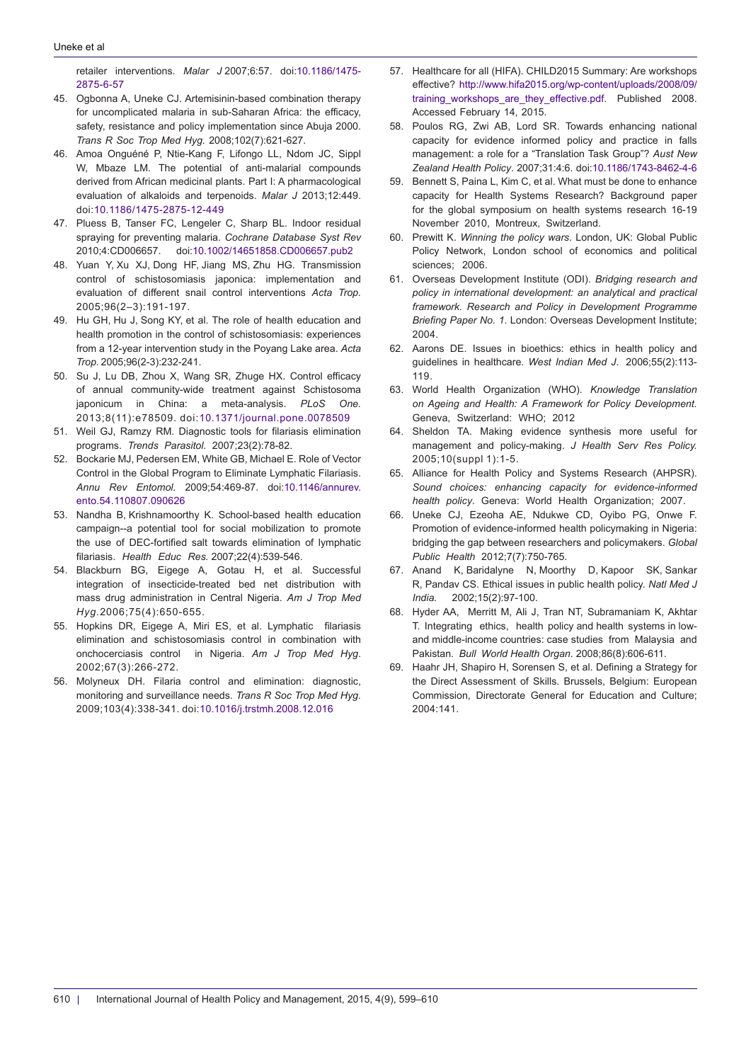retailer interventions. *Malar J* 2007;6:57. doi:10.1186/1475-2875-6-57

45. Ogbonna A, Uneke CJ. Artemisinin-based combination therapy for uncomplicated malaria in sub-Saharan Africa: the efficacy, safety, resistance and policy implementation since Abuja 2000. *Trans R Soc Trop Med Hyg.* 2008;102(7):621-627.
46. Amoa Onguéné P, Ntie-Kang F, Lifongo LL, Ndom JC, Sippl W, Mbaze LM. The potential of anti-malarial compounds derived from African medicinal plants. Part I: A pharmacological evaluation of alkaloids and terpenoids. *Malar J* 2013;12:449. doi:10.1186/1475-2875-12-449
47. Pluess B, Tanser FC, Lengeler C, Sharp BL. Indoor residual spraying for preventing malaria. *Cochrane Database Syst Rev* 2010;4:CD006657. doi:10.1002/14651858.CD006657.pub2
48. Yuan Y, Xu XJ, Dong HF, Jiang MS, Zhu HG. Transmission control of schistosomiasis japonica: implementation and evaluation of different snail control interventions *Acta Trop.* 2005;96(2–3):191-197.
49. Hu GH, Hu J, Song KY, et al. The role of health education and health promotion in the control of schistosomiasis: experiences from a 12-year intervention study in the Poyang Lake area. *Acta Trop*. 2005;96(2-3):232-241.
50. Su J, Lu DB, Zhou X, Wang SR, Zhuge HX. Control efficacy of annual community-wide treatment against Schistosoma japonicum in China: a meta-analysis. *PLoS One.* 2013;8(11):e78509. doi:10.1371/journal.pone.0078509
51. Weil GJ, Ramzy RM. Diagnostic tools for filariasis elimination programs. *Trends Parasitol.* 2007;23(2):78-82.
52. Bockarie MJ, Pedersen EM, White GB, Michael E. Role of Vector Control in the Global Program to Eliminate Lymphatic Filariasis. *Annu Rev Entomol.* 2009;54:469-87. doi:10.1146/annurev.ento.54.110807.090626
53. Nandha B, Krishnamoorthy K. School-based health education campaign--a potential tool for social mobilization to promote the use of DEC-fortified salt towards elimination of lymphatic filariasis. *Health Educ Res.* 2007;22(4):539-546.
54. Blackburn BG, Eigege A, Gotau H, et al. Successful integration of insecticide-treated bed net distribution with mass drug administration in Central Nigeria. *Am J Trop Med Hyg*.2006;75(4):650-655.
55. Hopkins DR, Eigege A, Miri ES, et al. Lymphatic filariasis elimination and schistosomiasis control in combination with onchocerciasis control in Nigeria. *Am J Trop Med Hyg*. 2002;67(3):266-272.
56. Molyneux DH. Filaria control and elimination: diagnostic, monitoring and surveillance needs. *Trans R Soc Trop Med Hyg.* 2009;103(4):338-341. doi:10.1016/j.trstmh.2008.12.016
57. Healthcare for all (HIFA). CHILD2015 Summary: Are workshops effective? http://www.hifa2015.org/wp-content/uploads/2008/09/training_workshops_are_they_effective.pdf. Published 2008. Accessed February 14, 2015.
58. Poulos RG, Zwi AB, Lord SR. Towards enhancing national capacity for evidence informed policy and practice in falls management: a role for a "Translation Task Group"? *Aust New Zealand Health Policy*. 2007;31:4:6. doi:10.1186/1743-8462-4-6
59. Bennett S, Paina L, Kim C, et al. What must be done to enhance capacity for Health Systems Research? Background paper for the global symposium on health systems research 16-19 November 2010, Montreux, Switzerland.
60. Prewitt K. *Winning the policy wars*. London, UK: Global Public Policy Network, London school of economics and political sciences; 2006.
61. Overseas Development Institute (ODI). *Bridging research and policy in international development: an analytical and practical framework. Research and Policy in Development Programme Briefing Paper No. 1*. London: Overseas Development Institute; 2004.
62. Aarons DE. Issues in bioethics: ethics in health policy and guidelines in healthcare. *West Indian Med J*. 2006;55(2):113-119.
63. World Health Organization (WHO). *Knowledge Translation on Ageing and Health: A Framework for Policy Development.* Geneva, Switzerland: WHO; 2012
64. Sheldon TA. Making evidence synthesis more useful for management and policy-making. *J Health Serv Res Policy.* 2005;10(suppl 1):1-5.
65. Alliance for Health Policy and Systems Research (AHPSR). *Sound choices: enhancing capacity for evidence-informed health policy*. Geneva: World Health Organization; 2007.
66. Uneke CJ, Ezeoha AE, Ndukwe CD, Oyibo PG, Onwe F. Promotion of evidence-informed health policymaking in Nigeria: bridging the gap between researchers and policymakers. *Global Public Health* 2012;7(7):750-765.
67. Anand K, Baridalyne N, Moorthy D, Kapoor SK, Sankar R, Pandav CS. Ethical issues in public health policy. *Natl Med J India.* 2002;15(2):97-100.
68. Hyder AA, Merritt M, Ali J, Tran NT, Subramaniam K, Akhtar T. Integrating ethics, health policy and health systems in low- and middle-income countries: case studies from Malaysia and Pakistan. *Bull World Health Organ*. 2008;86(8):606-611.
69. Haahr JH, Shapiro H, Sorensen S, et al. Defining a Strategy for the Direct Assessment of Skills. Brussels, Belgium: European Commission, Directorate General for Education and Culture; 2004:141.